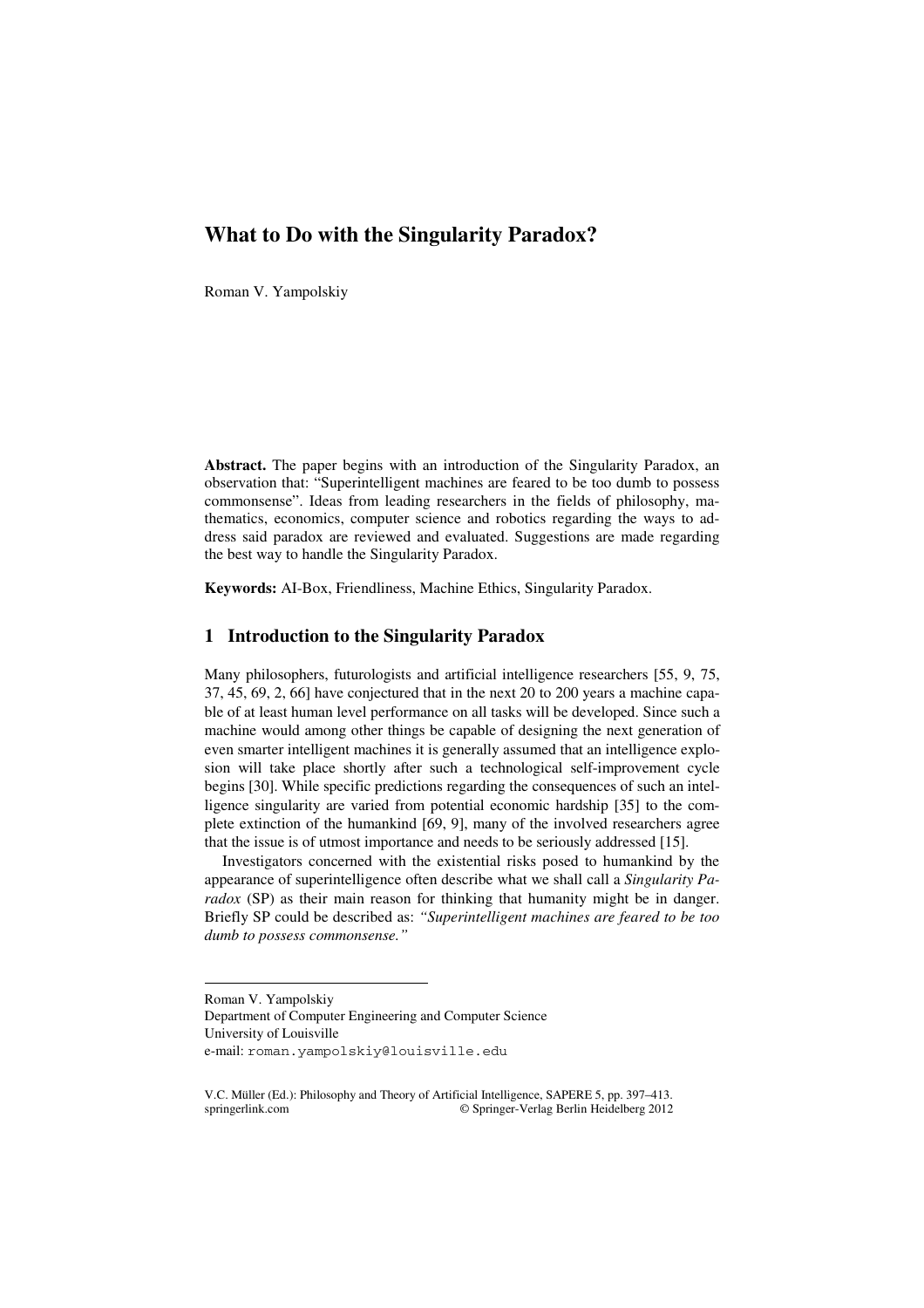# What to Do with the Singularity Paradox?

Roman V. Yampolskiy

**Abstract.** The paper begins with an introduction of the Singularity Paradox, an observation that: "Superintelligent machines are feared to be too dumb to possess commonsense". Ideas from leading researchers in the fields of philosophy, mathematics, economics, computer science and robotics regarding the ways to address said paradox are reviewed and evaluated. Suggestions are made regarding the best way to handle the Singularity Paradox.

**Keywords:** AI-Box, Friendliness, Machine Ethics, Singularity Paradox.

## 1 Introduction to the Singularity Paradox

Many philosophers, futurologists and artificial intelligence researchers [55, 9, 75, 37, 45, 69, 2, 66] have conjectured that in the next 20 to 200 years a machine capable of at least human level performance on all tasks will be developed. Since such a machine would among other things be capable of designing the next generation of even smarter intelligent machines it is generally assumed that an intelligence explosion will take place shortly after such a technological self-improvement cycle begins [30]. While specific predictions regarding the consequences of such an intelligence singularity are varied from potential economic hardship [35] to the complete extinction of the humankind [69, 9], many of the involved researchers agree that the issue is of utmost importance and needs to be seriously addressed [15].

Investigators concerned with the existential risks posed to humankind by the appearance of superintelligence often describe what we shall call a *Singularity Paradox* (SP) as their main reason for thinking that humanity might be in danger. Briefly SP could be described as: *"Superintelligent machines are feared to be too dumb to possess commonsense."*

---

Roman V. Yampolskiy
Department of Computer Engineering and Computer Science
University of Louisville
e-mail: roman.yampolskiy@louisville.edu

V.C. Müller (Ed.): Philosophy and Theory of Artificial Intelligence, SAPERE 5, pp. 397–413.
springerlink.com © Springer-Verlag Berlin Heidelberg 2012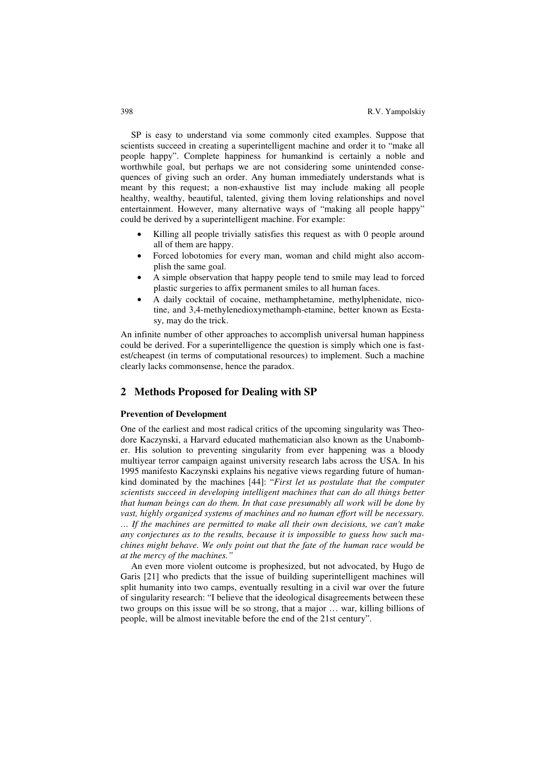SP is easy to understand via some commonly cited examples. Suppose that scientists succeed in creating a superintelligent machine and order it to "make all people happy". Complete happiness for humankind is certainly a noble and worthwhile goal, but perhaps we are not considering some unintended consequences of giving such an order. Any human immediately understands what is meant by this request; a non-exhaustive list may include making all people healthy, wealthy, beautiful, talented, giving them loving relationships and novel entertainment. However, many alternative ways of "making all people happy" could be derived by a superintelligent machine. For example:

- Killing all people trivially satisfies this request as with 0 people around all of them are happy.
- Forced lobotomies for every man, woman and child might also accomplish the same goal.
- A simple observation that happy people tend to smile may lead to forced plastic surgeries to affix permanent smiles to all human faces.
- A daily cocktail of cocaine, methamphetamine, methylphenidate, nicotine, and 3,4-methylenedioxymethamph-etamine, better known as Ecstasy, may do the trick.

An infinite number of other approaches to accomplish universal human happiness could be derived. For a superintelligence the question is simply which one is fastest/cheapest (in terms of computational resources) to implement. Such a machine clearly lacks commonsense, hence the paradox.

## 2 Methods Proposed for Dealing with SP

### Prevention of Development

One of the earliest and most radical critics of the upcoming singularity was Theodore Kaczynski, a Harvard educated mathematician also known as the Unabomber. His solution to preventing singularity from ever happening was a bloody multiyear terror campaign against university research labs across the USA. In his 1995 manifesto Kaczynski explains his negative views regarding future of humankind dominated by the machines [44]: "*First let us postulate that the computer scientists succeed in developing intelligent machines that can do all things better that human beings can do them. In that case presumably all work will be done by vast, highly organized systems of machines and no human effort will be necessary. … If the machines are permitted to make all their own decisions, we can't make any conjectures as to the results, because it is impossible to guess how such machines might behave. We only point out that the fate of the human race would be at the mercy of the machines.*"

An even more violent outcome is prophesized, but not advocated, by Hugo de Garis [21] who predicts that the issue of building superintelligent machines will split humanity into two camps, eventually resulting in a civil war over the future of singularity research: "I believe that the ideological disagreements between these two groups on this issue will be so strong, that a major … war, killing billions of people, will be almost inevitable before the end of the 21st century".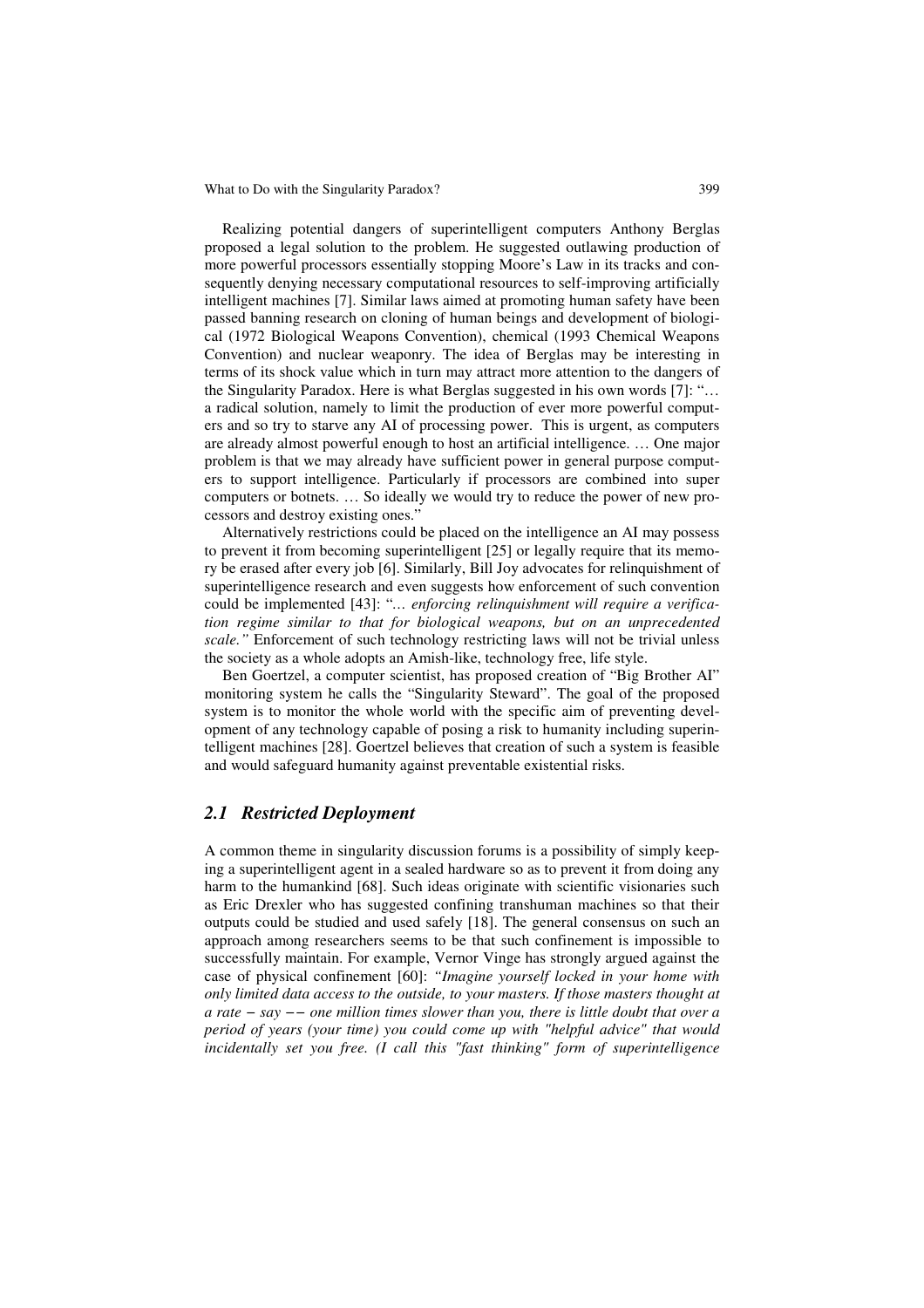Realizing potential dangers of superintelligent computers Anthony Berglas proposed a legal solution to the problem. He suggested outlawing production of more powerful processors essentially stopping Moore's Law in its tracks and consequently denying necessary computational resources to self-improving artificially intelligent machines [7]. Similar laws aimed at promoting human safety have been passed banning research on cloning of human beings and development of biological (1972 Biological Weapons Convention), chemical (1993 Chemical Weapons Convention) and nuclear weaponry. The idea of Berglas may be interesting in terms of its shock value which in turn may attract more attention to the dangers of the Singularity Paradox. Here is what Berglas suggested in his own words [7]: "… a radical solution, namely to limit the production of ever more powerful computers and so try to starve any AI of processing power. This is urgent, as computers are already almost powerful enough to host an artificial intelligence. … One major problem is that we may already have sufficient power in general purpose computers to support intelligence. Particularly if processors are combined into super computers or botnets. … So ideally we would try to reduce the power of new processors and destroy existing ones."

Alternatively restrictions could be placed on the intelligence an AI may possess to prevent it from becoming superintelligent [25] or legally require that its memory be erased after every job [6]. Similarly, Bill Joy advocates for relinquishment of superintelligence research and even suggests how enforcement of such convention could be implemented [43]: "*… enforcing relinquishment will require a verification regime similar to that for biological weapons, but on an unprecedented scale.*" Enforcement of such technology restricting laws will not be trivial unless the society as a whole adopts an Amish-like, technology free, life style.

Ben Goertzel, a computer scientist, has proposed creation of "Big Brother AI" monitoring system he calls the "Singularity Steward". The goal of the proposed system is to monitor the whole world with the specific aim of preventing development of any technology capable of posing a risk to humanity including superintelligent machines [28]. Goertzel believes that creation of such a system is feasible and would safeguard humanity against preventable existential risks.

### *2.1 Restricted Deployment*

A common theme in singularity discussion forums is a possibility of simply keeping a superintelligent agent in a sealed hardware so as to prevent it from doing any harm to the humankind [68]. Such ideas originate with scientific visionaries such as Eric Drexler who has suggested confining transhuman machines so that their outputs could be studied and used safely [18]. The general consensus on such an approach among researchers seems to be that such confinement is impossible to successfully maintain. For example, Vernor Vinge has strongly argued against the case of physical confinement [60]: *"Imagine yourself locked in your home with only limited data access to the outside, to your masters. If those masters thought at a rate − say −− one million times slower than you, there is little doubt that over a period of years (your time) you could come up with "helpful advice" that would incidentally set you free. (I call this "fast thinking" form of superintelligence*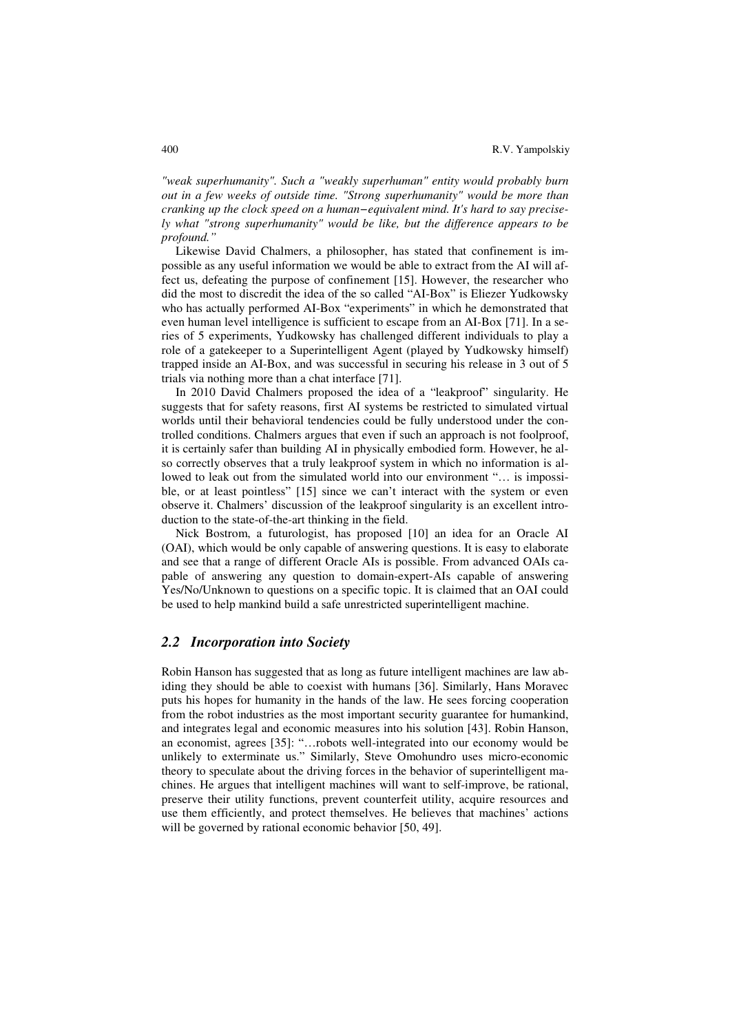*"weak superhumanity". Such a "weakly superhuman" entity would probably burn out in a few weeks of outside time. "Strong superhumanity" would be more than cranking up the clock speed on a human−equivalent mind. It's hard to say precisely what "strong superhumanity" would be like, but the difference appears to be profound."*

Likewise David Chalmers, a philosopher, has stated that confinement is impossible as any useful information we would be able to extract from the AI will affect us, defeating the purpose of confinement [15]. However, the researcher who did the most to discredit the idea of the so called "AI-Box" is Eliezer Yudkowsky who has actually performed AI-Box "experiments" in which he demonstrated that even human level intelligence is sufficient to escape from an AI-Box [71]. In a series of 5 experiments, Yudkowsky has challenged different individuals to play a role of a gatekeeper to a Superintelligent Agent (played by Yudkowsky himself) trapped inside an AI-Box, and was successful in securing his release in 3 out of 5 trials via nothing more than a chat interface [71].

In 2010 David Chalmers proposed the idea of a "leakproof" singularity. He suggests that for safety reasons, first AI systems be restricted to simulated virtual worlds until their behavioral tendencies could be fully understood under the controlled conditions. Chalmers argues that even if such an approach is not foolproof, it is certainly safer than building AI in physically embodied form. However, he also correctly observes that a truly leakproof system in which no information is allowed to leak out from the simulated world into our environment "… is impossible, or at least pointless" [15] since we can't interact with the system or even observe it. Chalmers' discussion of the leakproof singularity is an excellent introduction to the state-of-the-art thinking in the field.

Nick Bostrom, a futurologist, has proposed [10] an idea for an Oracle AI (OAI), which would be only capable of answering questions. It is easy to elaborate and see that a range of different Oracle AIs is possible. From advanced OAIs capable of answering any question to domain-expert-AIs capable of answering Yes/No/Unknown to questions on a specific topic. It is claimed that an OAI could be used to help mankind build a safe unrestricted superintelligent machine.

### *2.2 Incorporation into Society*

Robin Hanson has suggested that as long as future intelligent machines are law abiding they should be able to coexist with humans [36]. Similarly, Hans Moravec puts his hopes for humanity in the hands of the law. He sees forcing cooperation from the robot industries as the most important security guarantee for humankind, and integrates legal and economic measures into his solution [43]. Robin Hanson, an economist, agrees [35]: "…robots well-integrated into our economy would be unlikely to exterminate us." Similarly, Steve Omohundro uses micro-economic theory to speculate about the driving forces in the behavior of superintelligent machines. He argues that intelligent machines will want to self-improve, be rational, preserve their utility functions, prevent counterfeit utility, acquire resources and use them efficiently, and protect themselves. He believes that machines' actions will be governed by rational economic behavior [50, 49].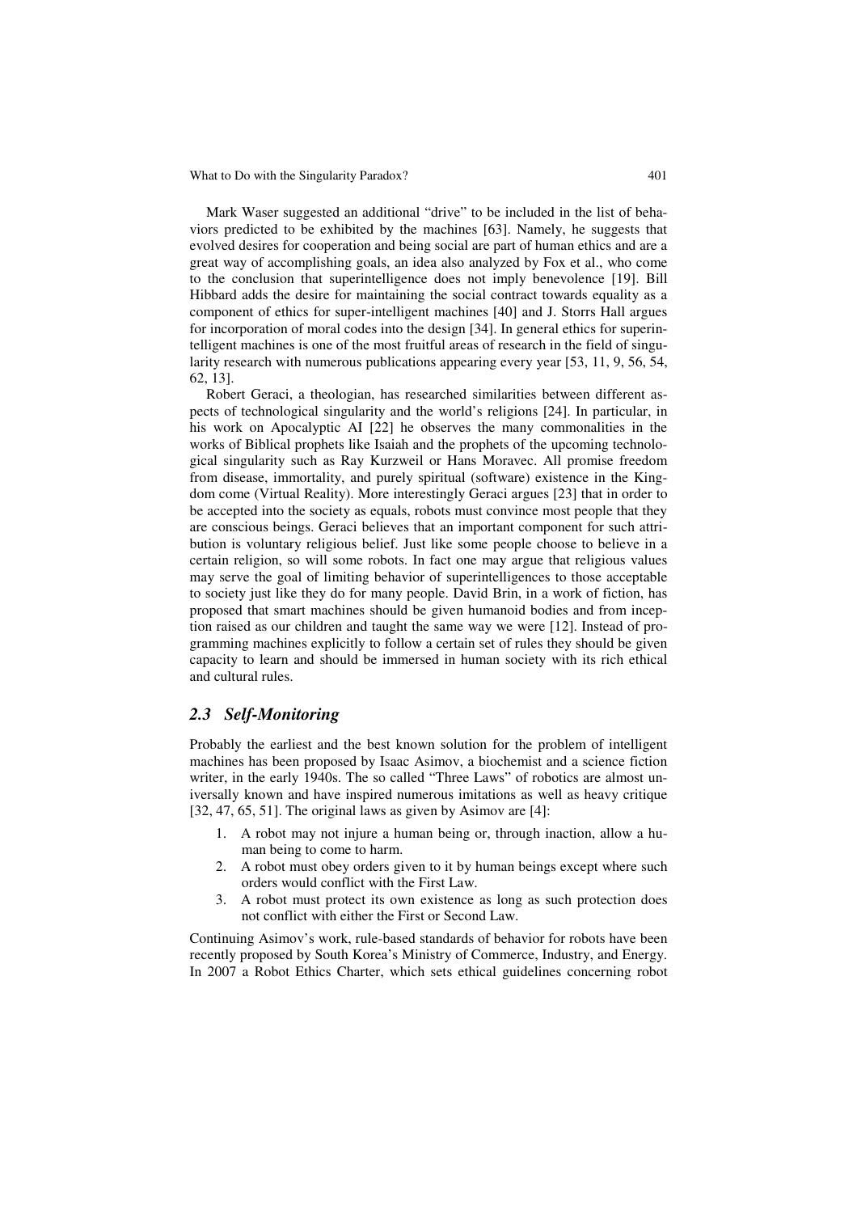Mark Waser suggested an additional "drive" to be included in the list of behaviors predicted to be exhibited by the machines [63]. Namely, he suggests that evolved desires for cooperation and being social are part of human ethics and are a great way of accomplishing goals, an idea also analyzed by Fox et al., who come to the conclusion that superintelligence does not imply benevolence [19]. Bill Hibbard adds the desire for maintaining the social contract towards equality as a component of ethics for super-intelligent machines [40] and J. Storrs Hall argues for incorporation of moral codes into the design [34]. In general ethics for superintelligent machines is one of the most fruitful areas of research in the field of singularity research with numerous publications appearing every year [53, 11, 9, 56, 54, 62, 13].

Robert Geraci, a theologian, has researched similarities between different aspects of technological singularity and the world's religions [24]. In particular, in his work on Apocalyptic AI [22] he observes the many commonalities in the works of Biblical prophets like Isaiah and the prophets of the upcoming technological singularity such as Ray Kurzweil or Hans Moravec. All promise freedom from disease, immortality, and purely spiritual (software) existence in the Kingdom come (Virtual Reality). More interestingly Geraci argues [23] that in order to be accepted into the society as equals, robots must convince most people that they are conscious beings. Geraci believes that an important component for such attribution is voluntary religious belief. Just like some people choose to believe in a certain religion, so will some robots. In fact one may argue that religious values may serve the goal of limiting behavior of superintelligences to those acceptable to society just like they do for many people. David Brin, in a work of fiction, has proposed that smart machines should be given humanoid bodies and from inception raised as our children and taught the same way we were [12]. Instead of programming machines explicitly to follow a certain set of rules they should be given capacity to learn and should be immersed in human society with its rich ethical and cultural rules.

### *2.3 Self-Monitoring*

Probably the earliest and the best known solution for the problem of intelligent machines has been proposed by Isaac Asimov, a biochemist and a science fiction writer, in the early 1940s. The so called "Three Laws" of robotics are almost universally known and have inspired numerous imitations as well as heavy critique [32, 47, 65, 51]. The original laws as given by Asimov are [4]:

1. A robot may not injure a human being or, through inaction, allow a human being to come to harm.
2. A robot must obey orders given to it by human beings except where such orders would conflict with the First Law.
3. A robot must protect its own existence as long as such protection does not conflict with either the First or Second Law.

Continuing Asimov's work, rule-based standards of behavior for robots have been recently proposed by South Korea's Ministry of Commerce, Industry, and Energy. In 2007 a Robot Ethics Charter, which sets ethical guidelines concerning robot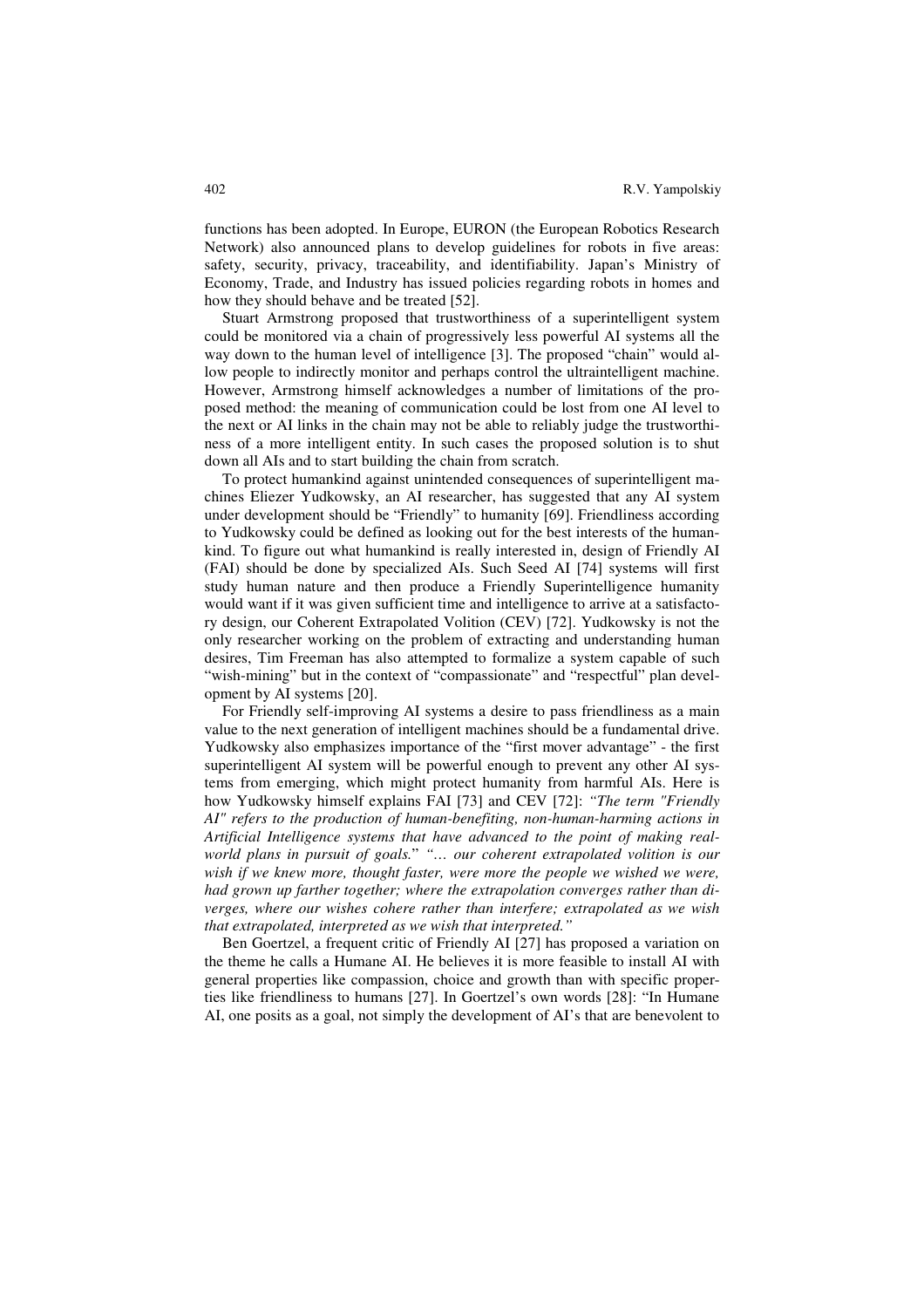functions has been adopted. In Europe, EURON (the European Robotics Research Network) also announced plans to develop guidelines for robots in five areas: safety, security, privacy, traceability, and identifiability. Japan's Ministry of Economy, Trade, and Industry has issued policies regarding robots in homes and how they should behave and be treated [52].

Stuart Armstrong proposed that trustworthiness of a superintelligent system could be monitored via a chain of progressively less powerful AI systems all the way down to the human level of intelligence [3]. The proposed "chain" would allow people to indirectly monitor and perhaps control the ultraintelligent machine. However, Armstrong himself acknowledges a number of limitations of the proposed method: the meaning of communication could be lost from one AI level to the next or AI links in the chain may not be able to reliably judge the trustworthiness of a more intelligent entity. In such cases the proposed solution is to shut down all AIs and to start building the chain from scratch.

To protect humankind against unintended consequences of superintelligent machines Eliezer Yudkowsky, an AI researcher, has suggested that any AI system under development should be "Friendly" to humanity [69]. Friendliness according to Yudkowsky could be defined as looking out for the best interests of the humankind. To figure out what humankind is really interested in, design of Friendly AI (FAI) should be done by specialized AIs. Such Seed AI [74] systems will first study human nature and then produce a Friendly Superintelligence humanity would want if it was given sufficient time and intelligence to arrive at a satisfactory design, our Coherent Extrapolated Volition (CEV) [72]. Yudkowsky is not the only researcher working on the problem of extracting and understanding human desires, Tim Freeman has also attempted to formalize a system capable of such "wish-mining" but in the context of "compassionate" and "respectful" plan development by AI systems [20].

For Friendly self-improving AI systems a desire to pass friendliness as a main value to the next generation of intelligent machines should be a fundamental drive. Yudkowsky also emphasizes importance of the "first mover advantage" - the first superintelligent AI system will be powerful enough to prevent any other AI systems from emerging, which might protect humanity from harmful AIs. Here is how Yudkowsky himself explains FAI [73] and CEV [72]: *"The term "Friendly AI" refers to the production of human-benefiting, non-human-harming actions in Artificial Intelligence systems that have advanced to the point of making real-world plans in pursuit of goals." "… our coherent extrapolated volition is our wish if we knew more, thought faster, were more the people we wished we were, had grown up farther together; where the extrapolation converges rather than diverges, where our wishes cohere rather than interfere; extrapolated as we wish that extrapolated, interpreted as we wish that interpreted."*

Ben Goertzel, a frequent critic of Friendly AI [27] has proposed a variation on the theme he calls a Humane AI. He believes it is more feasible to install AI with general properties like compassion, choice and growth than with specific properties like friendliness to humans [27]. In Goertzel's own words [28]: "In Humane AI, one posits as a goal, not simply the development of AI's that are benevolent to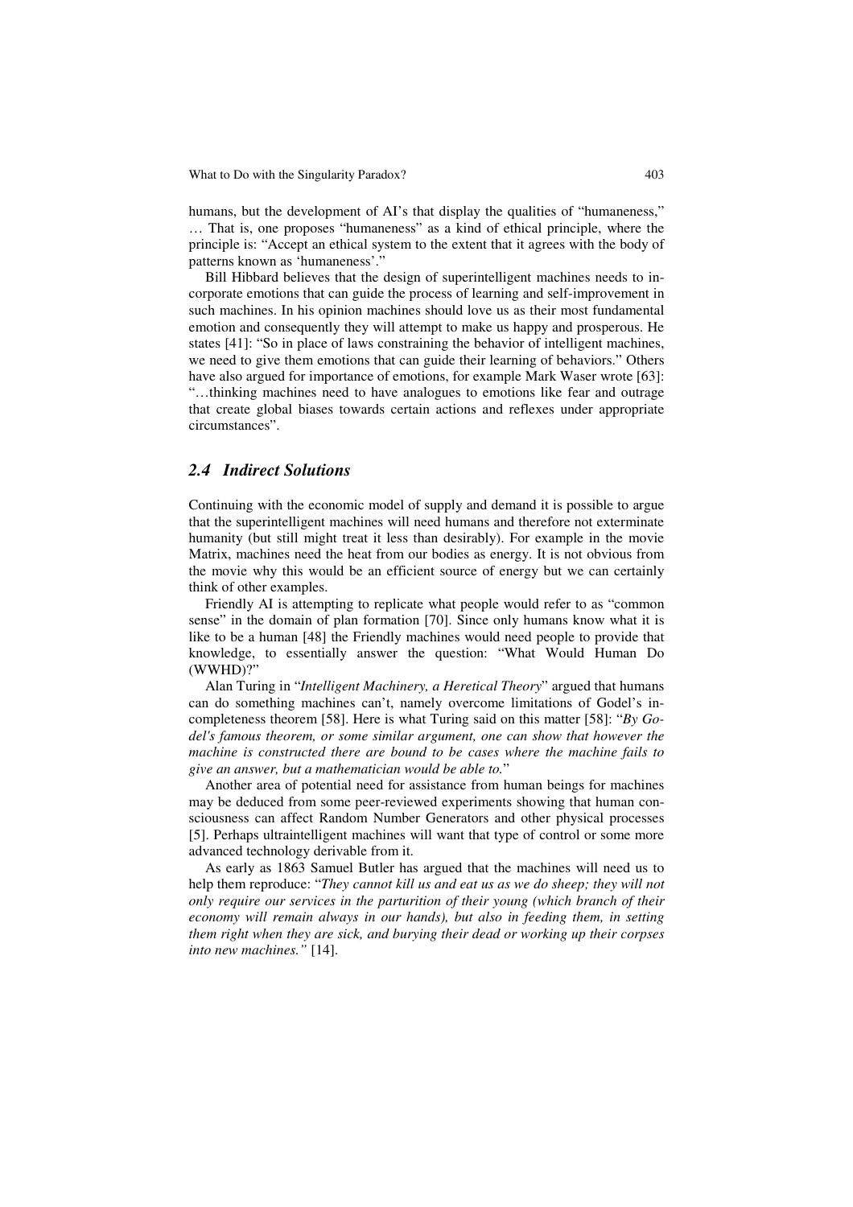humans, but the development of AI's that display the qualities of "humaneness," … That is, one proposes "humaneness" as a kind of ethical principle, where the principle is: "Accept an ethical system to the extent that it agrees with the body of patterns known as 'humaneness'."

Bill Hibbard believes that the design of superintelligent machines needs to incorporate emotions that can guide the process of learning and self-improvement in such machines. In his opinion machines should love us as their most fundamental emotion and consequently they will attempt to make us happy and prosperous. He states [41]: "So in place of laws constraining the behavior of intelligent machines, we need to give them emotions that can guide their learning of behaviors." Others have also argued for importance of emotions, for example Mark Waser wrote [63]: "…thinking machines need to have analogues to emotions like fear and outrage that create global biases towards certain actions and reflexes under appropriate circumstances".

## *2.4 Indirect Solutions*

Continuing with the economic model of supply and demand it is possible to argue that the superintelligent machines will need humans and therefore not exterminate humanity (but still might treat it less than desirably). For example in the movie Matrix, machines need the heat from our bodies as energy. It is not obvious from the movie why this would be an efficient source of energy but we can certainly think of other examples.

Friendly AI is attempting to replicate what people would refer to as "common sense" in the domain of plan formation [70]. Since only humans know what it is like to be a human [48] the Friendly machines would need people to provide that knowledge, to essentially answer the question: "What Would Human Do (WWHD)?"

Alan Turing in "*Intelligent Machinery, a Heretical Theory*" argued that humans can do something machines can't, namely overcome limitations of Godel's incompleteness theorem [58]. Here is what Turing said on this matter [58]: "*By Godel's famous theorem, or some similar argument, one can show that however the machine is constructed there are bound to be cases where the machine fails to give an answer, but a mathematician would be able to.*"

Another area of potential need for assistance from human beings for machines may be deduced from some peer-reviewed experiments showing that human consciousness can affect Random Number Generators and other physical processes [5]. Perhaps ultraintelligent machines will want that type of control or some more advanced technology derivable from it.

As early as 1863 Samuel Butler has argued that the machines will need us to help them reproduce: "*They cannot kill us and eat us as we do sheep; they will not only require our services in the parturition of their young (which branch of their economy will remain always in our hands), but also in feeding them, in setting them right when they are sick, and burying their dead or working up their corpses into new machines.*" [14].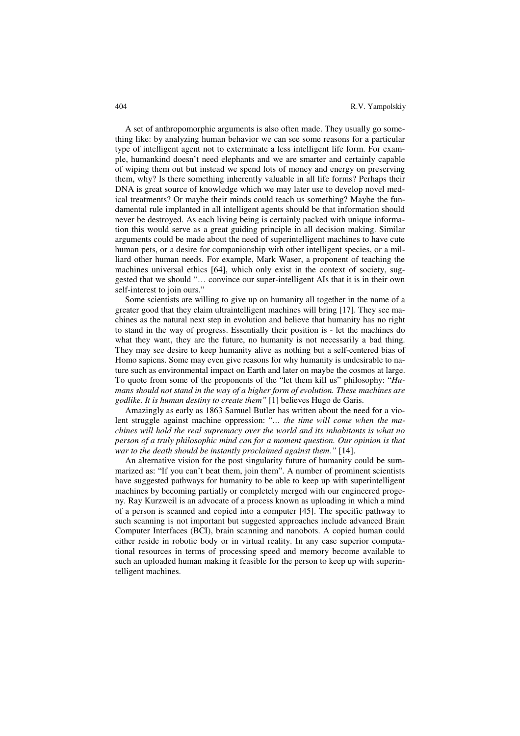A set of anthropomorphic arguments is also often made. They usually go something like: by analyzing human behavior we can see some reasons for a particular type of intelligent agent not to exterminate a less intelligent life form. For example, humankind doesn't need elephants and we are smarter and certainly capable of wiping them out but instead we spend lots of money and energy on preserving them, why? Is there something inherently valuable in all life forms? Perhaps their DNA is great source of knowledge which we may later use to develop novel medical treatments? Or maybe their minds could teach us something? Maybe the fundamental rule implanted in all intelligent agents should be that information should never be destroyed. As each living being is certainly packed with unique information this would serve as a great guiding principle in all decision making. Similar arguments could be made about the need of superintelligent machines to have cute human pets, or a desire for companionship with other intelligent species, or a milliard other human needs. For example, Mark Waser, a proponent of teaching the machines universal ethics [64], which only exist in the context of society, suggested that we should "… convince our super-intelligent AIs that it is in their own self-interest to join ours."

Some scientists are willing to give up on humanity all together in the name of a greater good that they claim ultraintelligent machines will bring [17]. They see machines as the natural next step in evolution and believe that humanity has no right to stand in the way of progress. Essentially their position is - let the machines do what they want, they are the future, no humanity is not necessarily a bad thing. They may see desire to keep humanity alive as nothing but a self-centered bias of Homo sapiens. Some may even give reasons for why humanity is undesirable to nature such as environmental impact on Earth and later on maybe the cosmos at large. To quote from some of the proponents of the "let them kill us" philosophy: "*Humans should not stand in the way of a higher form of evolution. These machines are godlike. It is human destiny to create them"* [1] believes Hugo de Garis.

Amazingly as early as 1863 Samuel Butler has written about the need for a violent struggle against machine oppression: "*… the time will come when the machines will hold the real supremacy over the world and its inhabitants is what no person of a truly philosophic mind can for a moment question. Our opinion is that war to the death should be instantly proclaimed against them."* [14].

An alternative vision for the post singularity future of humanity could be summarized as: "If you can't beat them, join them". A number of prominent scientists have suggested pathways for humanity to be able to keep up with superintelligent machines by becoming partially or completely merged with our engineered progeny. Ray Kurzweil is an advocate of a process known as uploading in which a mind of a person is scanned and copied into a computer [45]. The specific pathway to such scanning is not important but suggested approaches include advanced Brain Computer Interfaces (BCI), brain scanning and nanobots. A copied human could either reside in robotic body or in virtual reality. In any case superior computational resources in terms of processing speed and memory become available to such an uploaded human making it feasible for the person to keep up with superintelligent machines.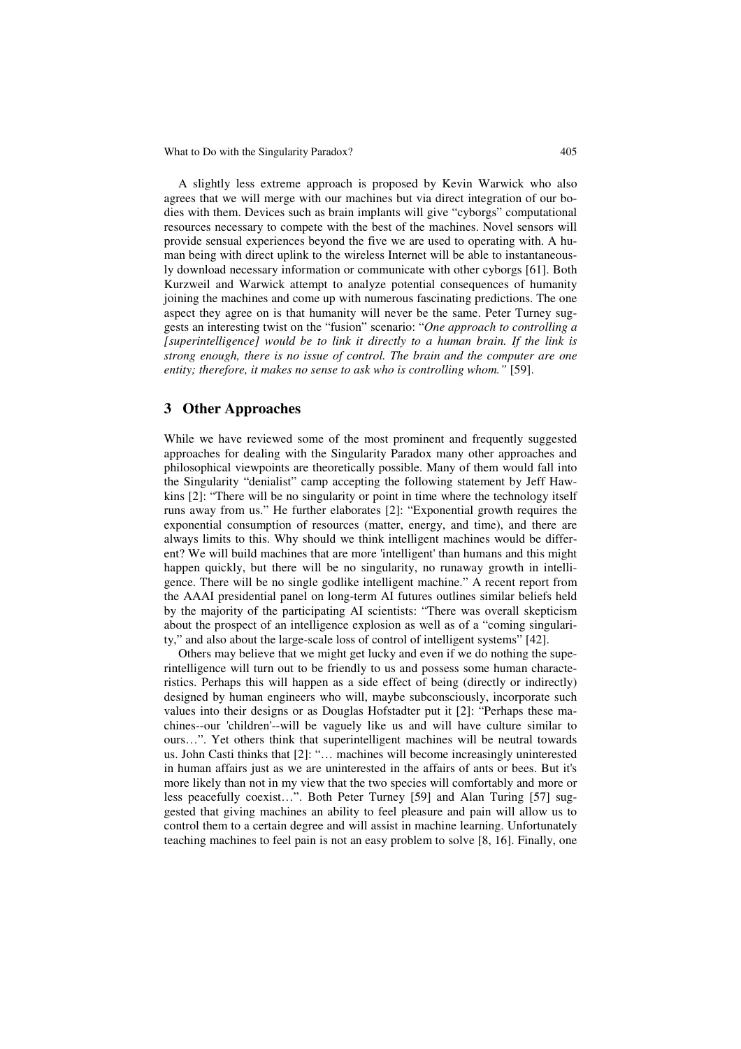A slightly less extreme approach is proposed by Kevin Warwick who also agrees that we will merge with our machines but via direct integration of our bodies with them. Devices such as brain implants will give "cyborgs" computational resources necessary to compete with the best of the machines. Novel sensors will provide sensual experiences beyond the five we are used to operating with. A human being with direct uplink to the wireless Internet will be able to instantaneously download necessary information or communicate with other cyborgs [61]. Both Kurzweil and Warwick attempt to analyze potential consequences of humanity joining the machines and come up with numerous fascinating predictions. The one aspect they agree on is that humanity will never be the same. Peter Turney suggests an interesting twist on the "fusion" scenario: "*One approach to controlling a [superintelligence] would be to link it directly to a human brain. If the link is strong enough, there is no issue of control. The brain and the computer are one entity; therefore, it makes no sense to ask who is controlling whom.*" [59].

## 3 Other Approaches

While we have reviewed some of the most prominent and frequently suggested approaches for dealing with the Singularity Paradox many other approaches and philosophical viewpoints are theoretically possible. Many of them would fall into the Singularity "denialist" camp accepting the following statement by Jeff Hawkins [2]: "There will be no singularity or point in time where the technology itself runs away from us." He further elaborates [2]: "Exponential growth requires the exponential consumption of resources (matter, energy, and time), and there are always limits to this. Why should we think intelligent machines would be different? We will build machines that are more 'intelligent' than humans and this might happen quickly, but there will be no singularity, no runaway growth in intelligence. There will be no single godlike intelligent machine." A recent report from the AAAI presidential panel on long-term AI futures outlines similar beliefs held by the majority of the participating AI scientists: "There was overall skepticism about the prospect of an intelligence explosion as well as of a "coming singularity," and also about the large-scale loss of control of intelligent systems" [42].

Others may believe that we might get lucky and even if we do nothing the superintelligence will turn out to be friendly to us and possess some human characteristics. Perhaps this will happen as a side effect of being (directly or indirectly) designed by human engineers who will, maybe subconsciously, incorporate such values into their designs or as Douglas Hofstadter put it [2]: "Perhaps these machines--our 'children'--will be vaguely like us and will have culture similar to ours…". Yet others think that superintelligent machines will be neutral towards us. John Casti thinks that [2]: "… machines will become increasingly uninterested in human affairs just as we are uninterested in the affairs of ants or bees. But it's more likely than not in my view that the two species will comfortably and more or less peacefully coexist…". Both Peter Turney [59] and Alan Turing [57] suggested that giving machines an ability to feel pleasure and pain will allow us to control them to a certain degree and will assist in machine learning. Unfortunately teaching machines to feel pain is not an easy problem to solve [8, 16]. Finally, one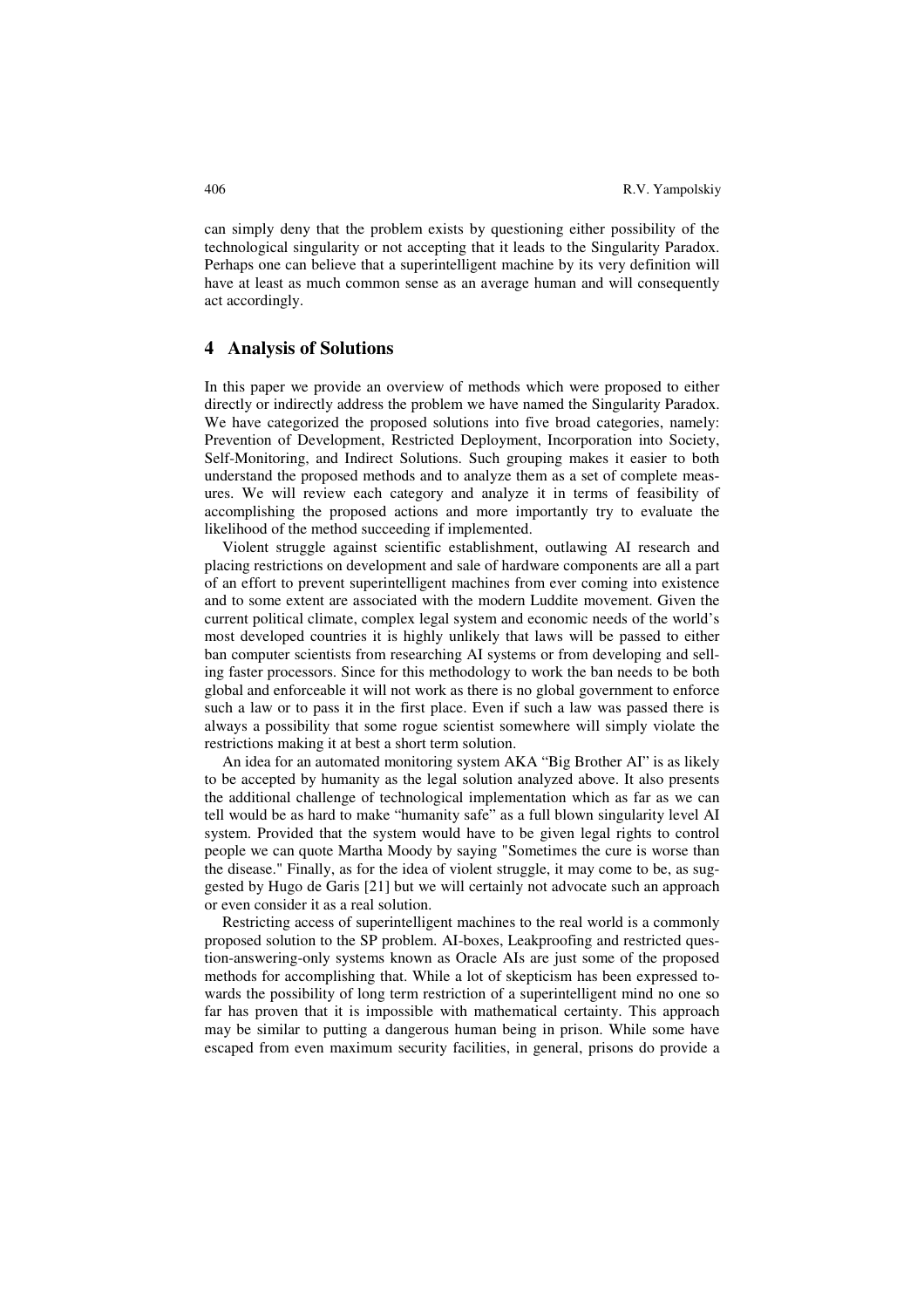can simply deny that the problem exists by questioning either possibility of the technological singularity or not accepting that it leads to the Singularity Paradox. Perhaps one can believe that a superintelligent machine by its very definition will have at least as much common sense as an average human and will consequently act accordingly.

## 4 Analysis of Solutions

In this paper we provide an overview of methods which were proposed to either directly or indirectly address the problem we have named the Singularity Paradox. We have categorized the proposed solutions into five broad categories, namely: Prevention of Development, Restricted Deployment, Incorporation into Society, Self-Monitoring, and Indirect Solutions. Such grouping makes it easier to both understand the proposed methods and to analyze them as a set of complete measures. We will review each category and analyze it in terms of feasibility of accomplishing the proposed actions and more importantly try to evaluate the likelihood of the method succeeding if implemented.

Violent struggle against scientific establishment, outlawing AI research and placing restrictions on development and sale of hardware components are all a part of an effort to prevent superintelligent machines from ever coming into existence and to some extent are associated with the modern Luddite movement. Given the current political climate, complex legal system and economic needs of the world's most developed countries it is highly unlikely that laws will be passed to either ban computer scientists from researching AI systems or from developing and selling faster processors. Since for this methodology to work the ban needs to be both global and enforceable it will not work as there is no global government to enforce such a law or to pass it in the first place. Even if such a law was passed there is always a possibility that some rogue scientist somewhere will simply violate the restrictions making it at best a short term solution.

An idea for an automated monitoring system AKA "Big Brother AI" is as likely to be accepted by humanity as the legal solution analyzed above. It also presents the additional challenge of technological implementation which as far as we can tell would be as hard to make "humanity safe" as a full blown singularity level AI system. Provided that the system would have to be given legal rights to control people we can quote Martha Moody by saying "Sometimes the cure is worse than the disease." Finally, as for the idea of violent struggle, it may come to be, as suggested by Hugo de Garis [21] but we will certainly not advocate such an approach or even consider it as a real solution.

Restricting access of superintelligent machines to the real world is a commonly proposed solution to the SP problem. AI-boxes, Leakproofing and restricted question-answering-only systems known as Oracle AIs are just some of the proposed methods for accomplishing that. While a lot of skepticism has been expressed towards the possibility of long term restriction of a superintelligent mind no one so far has proven that it is impossible with mathematical certainty. This approach may be similar to putting a dangerous human being in prison. While some have escaped from even maximum security facilities, in general, prisons do provide a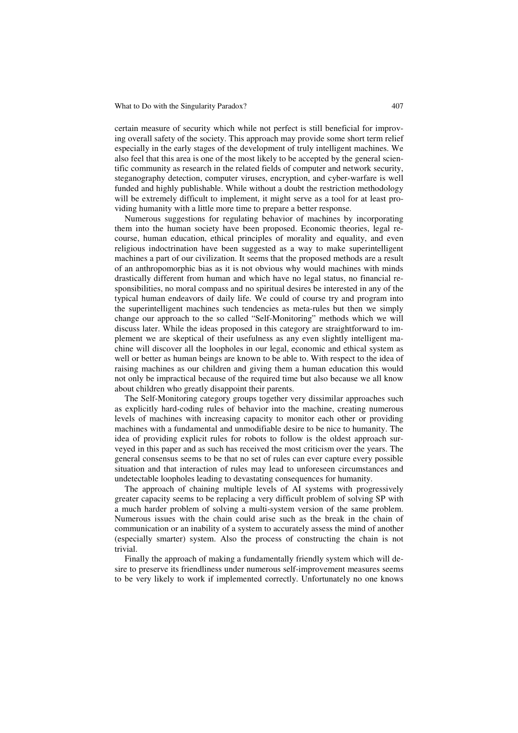certain measure of security which while not perfect is still beneficial for improving overall safety of the society. This approach may provide some short term relief especially in the early stages of the development of truly intelligent machines. We also feel that this area is one of the most likely to be accepted by the general scientific community as research in the related fields of computer and network security, steganography detection, computer viruses, encryption, and cyber-warfare is well funded and highly publishable. While without a doubt the restriction methodology will be extremely difficult to implement, it might serve as a tool for at least providing humanity with a little more time to prepare a better response.

Numerous suggestions for regulating behavior of machines by incorporating them into the human society have been proposed. Economic theories, legal recourse, human education, ethical principles of morality and equality, and even religious indoctrination have been suggested as a way to make superintelligent machines a part of our civilization. It seems that the proposed methods are a result of an anthropomorphic bias as it is not obvious why would machines with minds drastically different from human and which have no legal status, no financial responsibilities, no moral compass and no spiritual desires be interested in any of the typical human endeavors of daily life. We could of course try and program into the superintelligent machines such tendencies as meta-rules but then we simply change our approach to the so called "Self-Monitoring" methods which we will discuss later. While the ideas proposed in this category are straightforward to implement we are skeptical of their usefulness as any even slightly intelligent machine will discover all the loopholes in our legal, economic and ethical system as well or better as human beings are known to be able to. With respect to the idea of raising machines as our children and giving them a human education this would not only be impractical because of the required time but also because we all know about children who greatly disappoint their parents.

The Self-Monitoring category groups together very dissimilar approaches such as explicitly hard-coding rules of behavior into the machine, creating numerous levels of machines with increasing capacity to monitor each other or providing machines with a fundamental and unmodifiable desire to be nice to humanity. The idea of providing explicit rules for robots to follow is the oldest approach surveyed in this paper and as such has received the most criticism over the years. The general consensus seems to be that no set of rules can ever capture every possible situation and that interaction of rules may lead to unforeseen circumstances and undetectable loopholes leading to devastating consequences for humanity.

The approach of chaining multiple levels of AI systems with progressively greater capacity seems to be replacing a very difficult problem of solving SP with a much harder problem of solving a multi-system version of the same problem. Numerous issues with the chain could arise such as the break in the chain of communication or an inability of a system to accurately assess the mind of another (especially smarter) system. Also the process of constructing the chain is not trivial.

Finally the approach of making a fundamentally friendly system which will desire to preserve its friendliness under numerous self-improvement measures seems to be very likely to work if implemented correctly. Unfortunately no one knows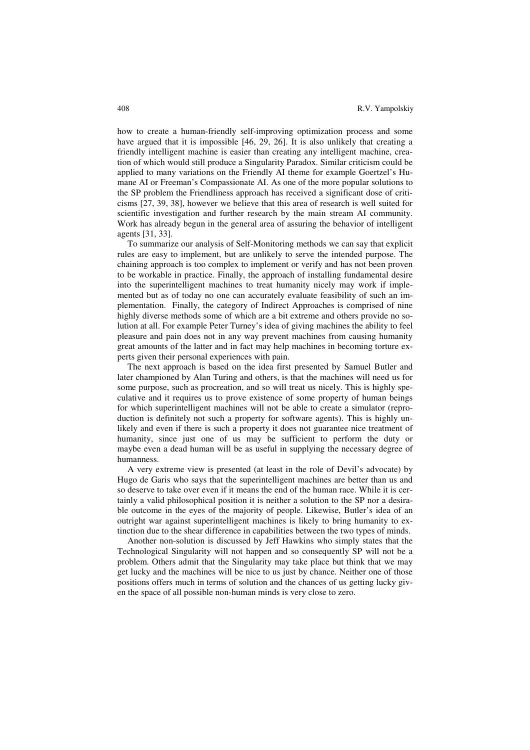how to create a human-friendly self-improving optimization process and some have argued that it is impossible [46, 29, 26]. It is also unlikely that creating a friendly intelligent machine is easier than creating any intelligent machine, creation of which would still produce a Singularity Paradox. Similar criticism could be applied to many variations on the Friendly AI theme for example Goertzel's Humane AI or Freeman's Compassionate AI. As one of the more popular solutions to the SP problem the Friendliness approach has received a significant dose of criticisms [27, 39, 38], however we believe that this area of research is well suited for scientific investigation and further research by the main stream AI community. Work has already begun in the general area of assuring the behavior of intelligent agents [31, 33].

To summarize our analysis of Self-Monitoring methods we can say that explicit rules are easy to implement, but are unlikely to serve the intended purpose. The chaining approach is too complex to implement or verify and has not been proven to be workable in practice. Finally, the approach of installing fundamental desire into the superintelligent machines to treat humanity nicely may work if implemented but as of today no one can accurately evaluate feasibility of such an implementation. Finally, the category of Indirect Approaches is comprised of nine highly diverse methods some of which are a bit extreme and others provide no solution at all. For example Peter Turney's idea of giving machines the ability to feel pleasure and pain does not in any way prevent machines from causing humanity great amounts of the latter and in fact may help machines in becoming torture experts given their personal experiences with pain.

The next approach is based on the idea first presented by Samuel Butler and later championed by Alan Turing and others, is that the machines will need us for some purpose, such as procreation, and so will treat us nicely. This is highly speculative and it requires us to prove existence of some property of human beings for which superintelligent machines will not be able to create a simulator (reproduction is definitely not such a property for software agents). This is highly unlikely and even if there is such a property it does not guarantee nice treatment of humanity, since just one of us may be sufficient to perform the duty or maybe even a dead human will be as useful in supplying the necessary degree of humanness.

A very extreme view is presented (at least in the role of Devil's advocate) by Hugo de Garis who says that the superintelligent machines are better than us and so deserve to take over even if it means the end of the human race. While it is certainly a valid philosophical position it is neither a solution to the SP nor a desirable outcome in the eyes of the majority of people. Likewise, Butler's idea of an outright war against superintelligent machines is likely to bring humanity to extinction due to the shear difference in capabilities between the two types of minds.

Another non-solution is discussed by Jeff Hawkins who simply states that the Technological Singularity will not happen and so consequently SP will not be a problem. Others admit that the Singularity may take place but think that we may get lucky and the machines will be nice to us just by chance. Neither one of those positions offers much in terms of solution and the chances of us getting lucky given the space of all possible non-human minds is very close to zero.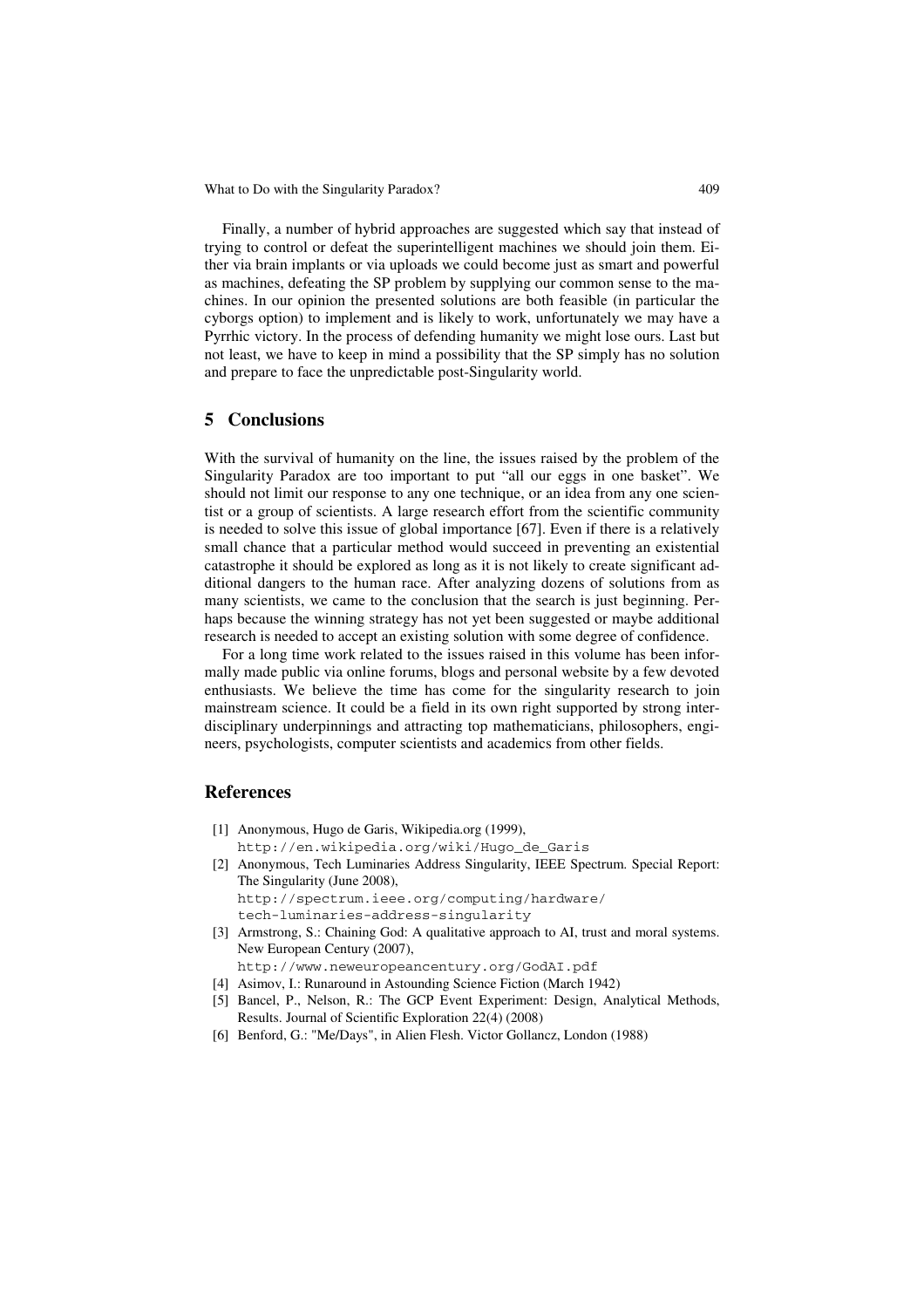Finally, a number of hybrid approaches are suggested which say that instead of trying to control or defeat the superintelligent machines we should join them. Either via brain implants or via uploads we could become just as smart and powerful as machines, defeating the SP problem by supplying our common sense to the machines. In our opinion the presented solutions are both feasible (in particular the cyborgs option) to implement and is likely to work, unfortunately we may have a Pyrrhic victory. In the process of defending humanity we might lose ours. Last but not least, we have to keep in mind a possibility that the SP simply has no solution and prepare to face the unpredictable post-Singularity world.

## 5 Conclusions

With the survival of humanity on the line, the issues raised by the problem of the Singularity Paradox are too important to put "all our eggs in one basket". We should not limit our response to any one technique, or an idea from any one scientist or a group of scientists. A large research effort from the scientific community is needed to solve this issue of global importance [67]. Even if there is a relatively small chance that a particular method would succeed in preventing an existential catastrophe it should be explored as long as it is not likely to create significant additional dangers to the human race. After analyzing dozens of solutions from as many scientists, we came to the conclusion that the search is just beginning. Perhaps because the winning strategy has not yet been suggested or maybe additional research is needed to accept an existing solution with some degree of confidence.

For a long time work related to the issues raised in this volume has been informally made public via online forums, blogs and personal website by a few devoted enthusiasts. We believe the time has come for the singularity research to join mainstream science. It could be a field in its own right supported by strong interdisciplinary underpinnings and attracting top mathematicians, philosophers, engineers, psychologists, computer scientists and academics from other fields.

## References

[1] Anonymous, Hugo de Garis, Wikipedia.org (1999), http://en.wikipedia.org/wiki/Hugo_de_Garis

[2] Anonymous, Tech Luminaries Address Singularity, IEEE Spectrum. Special Report: The Singularity (June 2008), http://spectrum.ieee.org/computing/hardware/tech-luminaries-address-singularity

[3] Armstrong, S.: Chaining God: A qualitative approach to AI, trust and moral systems. New European Century (2007), http://www.neweuropeancentury.org/GodAI.pdf

[4] Asimov, I.: Runaround in Astounding Science Fiction (March 1942)

[5] Bancel, P., Nelson, R.: The GCP Event Experiment: Design, Analytical Methods, Results. Journal of Scientific Exploration 22(4) (2008)

[6] Benford, G.: "Me/Days", in Alien Flesh. Victor Gollancz, London (1988)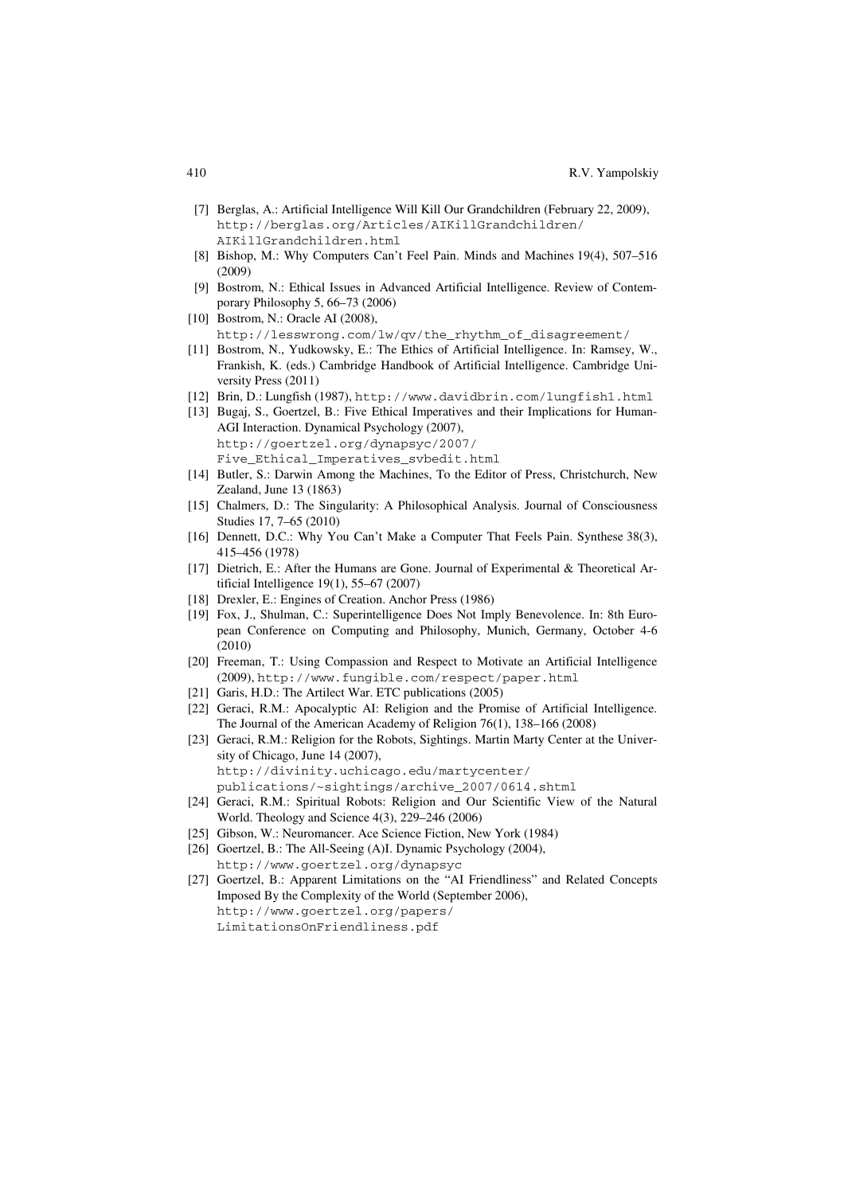[7] Berglas, A.: Artificial Intelligence Will Kill Our Grandchildren (February 22, 2009), http://berglas.org/Articles/AIKillGrandchildren/AIKillGrandchildren.html

[8] Bishop, M.: Why Computers Can't Feel Pain. Minds and Machines 19(4), 507–516 (2009)

[9] Bostrom, N.: Ethical Issues in Advanced Artificial Intelligence. Review of Contemporary Philosophy 5, 66–73 (2006)

[10] Bostrom, N.: Oracle AI (2008), http://lesswrong.com/lw/qv/the_rhythm_of_disagreement/

[11] Bostrom, N., Yudkowsky, E.: The Ethics of Artificial Intelligence. In: Ramsey, W., Frankish, K. (eds.) Cambridge Handbook of Artificial Intelligence. Cambridge University Press (2011)

[12] Brin, D.: Lungfish (1987), http://www.davidbrin.com/lungfish1.html

[13] Bugaj, S., Goertzel, B.: Five Ethical Imperatives and their Implications for Human-AGI Interaction. Dynamical Psychology (2007), http://goertzel.org/dynapsyc/2007/Five_Ethical_Imperatives_svbedit.html

[14] Butler, S.: Darwin Among the Machines, To the Editor of Press, Christchurch, New Zealand, June 13 (1863)

[15] Chalmers, D.: The Singularity: A Philosophical Analysis. Journal of Consciousness Studies 17, 7–65 (2010)

[16] Dennett, D.C.: Why You Can't Make a Computer That Feels Pain. Synthese 38(3), 415–456 (1978)

[17] Dietrich, E.: After the Humans are Gone. Journal of Experimental & Theoretical Artificial Intelligence 19(1), 55–67 (2007)

[18] Drexler, E.: Engines of Creation. Anchor Press (1986)

[19] Fox, J., Shulman, C.: Superintelligence Does Not Imply Benevolence. In: 8th European Conference on Computing and Philosophy, Munich, Germany, October 4-6 (2010)

[20] Freeman, T.: Using Compassion and Respect to Motivate an Artificial Intelligence (2009), http://www.fungible.com/respect/paper.html

[21] Garis, H.D.: The Artilect War. ETC publications (2005)

[22] Geraci, R.M.: Apocalyptic AI: Religion and the Promise of Artificial Intelligence. The Journal of the American Academy of Religion 76(1), 138–166 (2008)

[23] Geraci, R.M.: Religion for the Robots, Sightings. Martin Marty Center at the University of Chicago, June 14 (2007), http://divinity.uchicago.edu/martycenter/publications/~sightings/archive_2007/0614.shtml

[24] Geraci, R.M.: Spiritual Robots: Religion and Our Scientific View of the Natural World. Theology and Science 4(3), 229–246 (2006)

[25] Gibson, W.: Neuromancer. Ace Science Fiction, New York (1984)

[26] Goertzel, B.: The All-Seeing (A)I. Dynamic Psychology (2004), http://www.goertzel.org/dynapsyc

[27] Goertzel, B.: Apparent Limitations on the "AI Friendliness" and Related Concepts Imposed By the Complexity of the World (September 2006), http://www.goertzel.org/papers/LimitationsOnFriendliness.pdf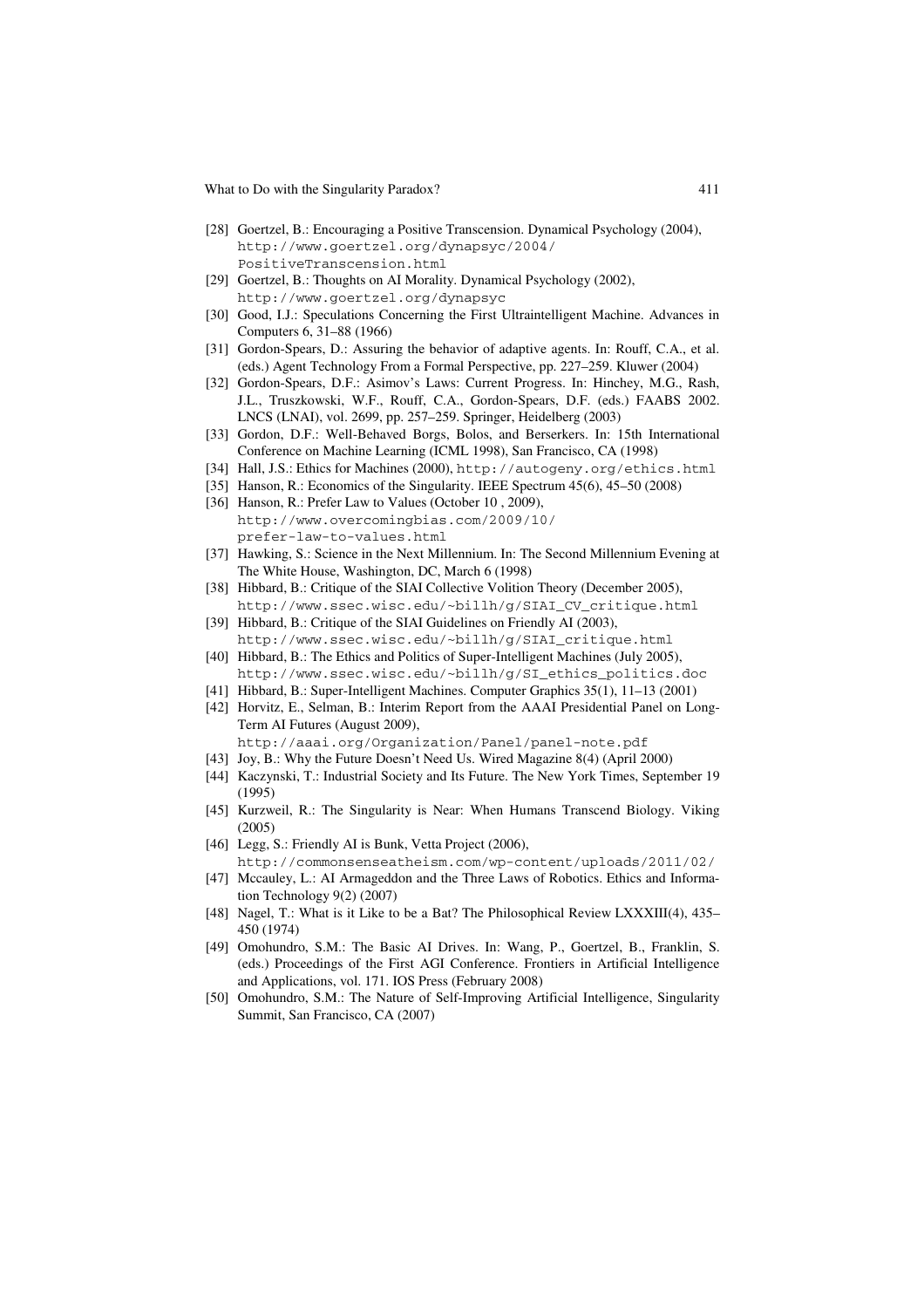[28] Goertzel, B.: Encouraging a Positive Transcension. Dynamical Psychology (2004), http://www.goertzel.org/dynapsyc/2004/PositiveTranscension.html

[29] Goertzel, B.: Thoughts on AI Morality. Dynamical Psychology (2002), http://www.goertzel.org/dynapsyc

[30] Good, I.J.: Speculations Concerning the First Ultraintelligent Machine. Advances in Computers 6, 31–88 (1966)

[31] Gordon-Spears, D.: Assuring the behavior of adaptive agents. In: Rouff, C.A., et al. (eds.) Agent Technology From a Formal Perspective, pp. 227–259. Kluwer (2004)

[32] Gordon-Spears, D.F.: Asimov's Laws: Current Progress. In: Hinchey, M.G., Rash, J.L., Truszkowski, W.F., Rouff, C.A., Gordon-Spears, D.F. (eds.) FAABS 2002. LNCS (LNAI), vol. 2699, pp. 257–259. Springer, Heidelberg (2003)

[33] Gordon, D.F.: Well-Behaved Borgs, Bolos, and Berserkers. In: 15th International Conference on Machine Learning (ICML 1998), San Francisco, CA (1998)

[34] Hall, J.S.: Ethics for Machines (2000), http://autogeny.org/ethics.html

[35] Hanson, R.: Economics of the Singularity. IEEE Spectrum 45(6), 45–50 (2008)

[36] Hanson, R.: Prefer Law to Values (October 10 , 2009), http://www.overcomingbias.com/2009/10/prefer-law-to-values.html

[37] Hawking, S.: Science in the Next Millennium. In: The Second Millennium Evening at The White House, Washington, DC, March 6 (1998)

[38] Hibbard, B.: Critique of the SIAI Collective Volition Theory (December 2005), http://www.ssec.wisc.edu/~billh/g/SIAI_CV_critique.html

[39] Hibbard, B.: Critique of the SIAI Guidelines on Friendly AI (2003), http://www.ssec.wisc.edu/~billh/g/SIAI_critique.html

[40] Hibbard, B.: The Ethics and Politics of Super-Intelligent Machines (July 2005), http://www.ssec.wisc.edu/~billh/g/SI_ethics_politics.doc

[41] Hibbard, B.: Super-Intelligent Machines. Computer Graphics 35(1), 11–13 (2001)

[42] Horvitz, E., Selman, B.: Interim Report from the AAAI Presidential Panel on Long-Term AI Futures (August 2009), http://aaai.org/Organization/Panel/panel-note.pdf

[43] Joy, B.: Why the Future Doesn't Need Us. Wired Magazine 8(4) (April 2000)

[44] Kaczynski, T.: Industrial Society and Its Future. The New York Times, September 19 (1995)

[45] Kurzweil, R.: The Singularity is Near: When Humans Transcend Biology. Viking (2005)

[46] Legg, S.: Friendly AI is Bunk, Vetta Project (2006), http://commonsenseatheism.com/wp-content/uploads/2011/02/

[47] Mccauley, L.: AI Armageddon and the Three Laws of Robotics. Ethics and Information Technology 9(2) (2007)

[48] Nagel, T.: What is it Like to be a Bat? The Philosophical Review LXXXIII(4), 435–450 (1974)

[49] Omohundro, S.M.: The Basic AI Drives. In: Wang, P., Goertzel, B., Franklin, S. (eds.) Proceedings of the First AGI Conference. Frontiers in Artificial Intelligence and Applications, vol. 171. IOS Press (February 2008)

[50] Omohundro, S.M.: The Nature of Self-Improving Artificial Intelligence, Singularity Summit, San Francisco, CA (2007)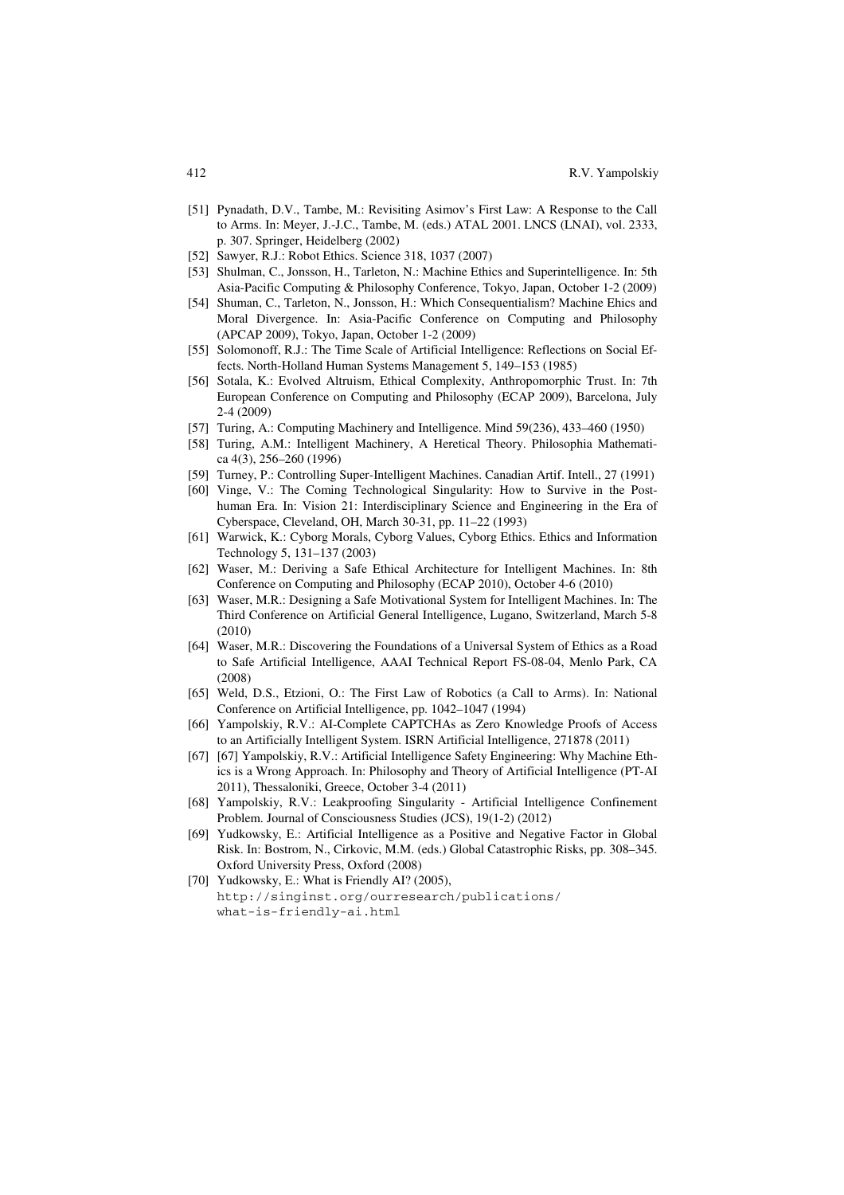[51] Pynadath, D.V., Tambe, M.: Revisiting Asimov's First Law: A Response to the Call to Arms. In: Meyer, J.-J.C., Tambe, M. (eds.) ATAL 2001. LNCS (LNAI), vol. 2333, p. 307. Springer, Heidelberg (2002)

[52] Sawyer, R.J.: Robot Ethics. Science 318, 1037 (2007)

[53] Shulman, C., Jonsson, H., Tarleton, N.: Machine Ethics and Superintelligence. In: 5th Asia-Pacific Computing & Philosophy Conference, Tokyo, Japan, October 1-2 (2009)

[54] Shuman, C., Tarleton, N., Jonsson, H.: Which Consequentialism? Machine Ehics and Moral Divergence. In: Asia-Pacific Conference on Computing and Philosophy (APCAP 2009), Tokyo, Japan, October 1-2 (2009)

[55] Solomonoff, R.J.: The Time Scale of Artificial Intelligence: Reflections on Social Effects. North-Holland Human Systems Management 5, 149–153 (1985)

[56] Sotala, K.: Evolved Altruism, Ethical Complexity, Anthropomorphic Trust. In: 7th European Conference on Computing and Philosophy (ECAP 2009), Barcelona, July 2-4 (2009)

[57] Turing, A.: Computing Machinery and Intelligence. Mind 59(236), 433–460 (1950)

[58] Turing, A.M.: Intelligent Machinery, A Heretical Theory. Philosophia Mathematica 4(3), 256–260 (1996)

[59] Turney, P.: Controlling Super-Intelligent Machines. Canadian Artif. Intell., 27 (1991)

[60] Vinge, V.: The Coming Technological Singularity: How to Survive in the Post-human Era. In: Vision 21: Interdisciplinary Science and Engineering in the Era of Cyberspace, Cleveland, OH, March 30-31, pp. 11–22 (1993)

[61] Warwick, K.: Cyborg Morals, Cyborg Values, Cyborg Ethics. Ethics and Information Technology 5, 131–137 (2003)

[62] Waser, M.: Deriving a Safe Ethical Architecture for Intelligent Machines. In: 8th Conference on Computing and Philosophy (ECAP 2010), October 4-6 (2010)

[63] Waser, M.R.: Designing a Safe Motivational System for Intelligent Machines. In: The Third Conference on Artificial General Intelligence, Lugano, Switzerland, March 5-8 (2010)

[64] Waser, M.R.: Discovering the Foundations of a Universal System of Ethics as a Road to Safe Artificial Intelligence, AAAI Technical Report FS-08-04, Menlo Park, CA (2008)

[65] Weld, D.S., Etzioni, O.: The First Law of Robotics (a Call to Arms). In: National Conference on Artificial Intelligence, pp. 1042–1047 (1994)

[66] Yampolskiy, R.V.: AI-Complete CAPTCHAs as Zero Knowledge Proofs of Access to an Artificially Intelligent System. ISRN Artificial Intelligence, 271878 (2011)

[67] [67] Yampolskiy, R.V.: Artificial Intelligence Safety Engineering: Why Machine Ethics is a Wrong Approach. In: Philosophy and Theory of Artificial Intelligence (PT-AI 2011), Thessaloniki, Greece, October 3-4 (2011)

[68] Yampolskiy, R.V.: Leakproofing Singularity - Artificial Intelligence Confinement Problem. Journal of Consciousness Studies (JCS), 19(1-2) (2012)

[69] Yudkowsky, E.: Artificial Intelligence as a Positive and Negative Factor in Global Risk. In: Bostrom, N., Cirkovic, M.M. (eds.) Global Catastrophic Risks, pp. 308–345. Oxford University Press, Oxford (2008)

[70] Yudkowsky, E.: What is Friendly AI? (2005), `http://singinst.org/ourresearch/publications/what-is-friendly-ai.html`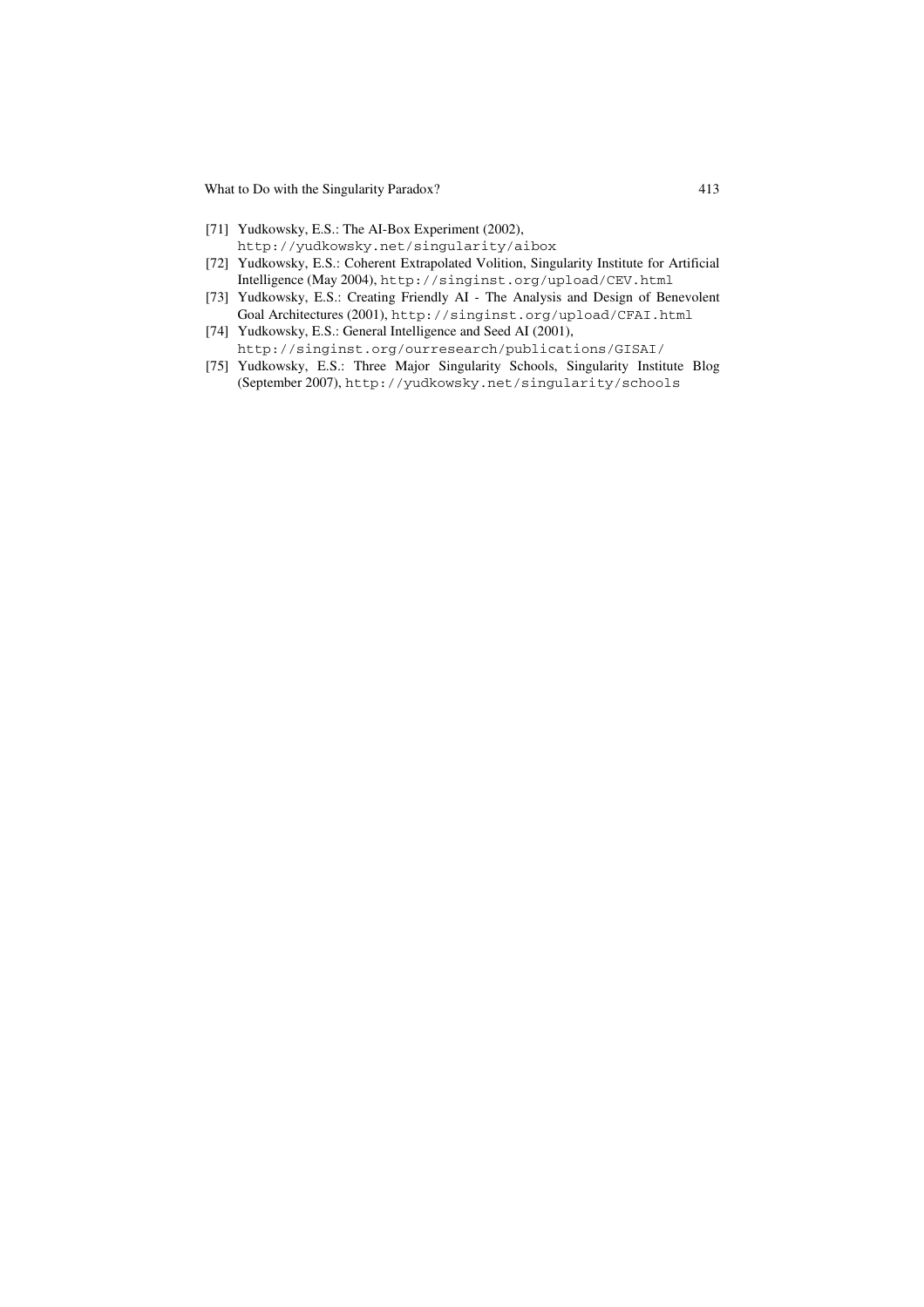[71] Yudkowsky, E.S.: The AI-Box Experiment (2002), http://yudkowsky.net/singularity/aibox

[72] Yudkowsky, E.S.: Coherent Extrapolated Volition, Singularity Institute for Artificial Intelligence (May 2004), http://singinst.org/upload/CEV.html

[73] Yudkowsky, E.S.: Creating Friendly AI - The Analysis and Design of Benevolent Goal Architectures (2001), http://singinst.org/upload/CFAI.html

[74] Yudkowsky, E.S.: General Intelligence and Seed AI (2001), http://singinst.org/ourresearch/publications/GISAI/

[75] Yudkowsky, E.S.: Three Major Singularity Schools, Singularity Institute Blog (September 2007), http://yudkowsky.net/singularity/schools